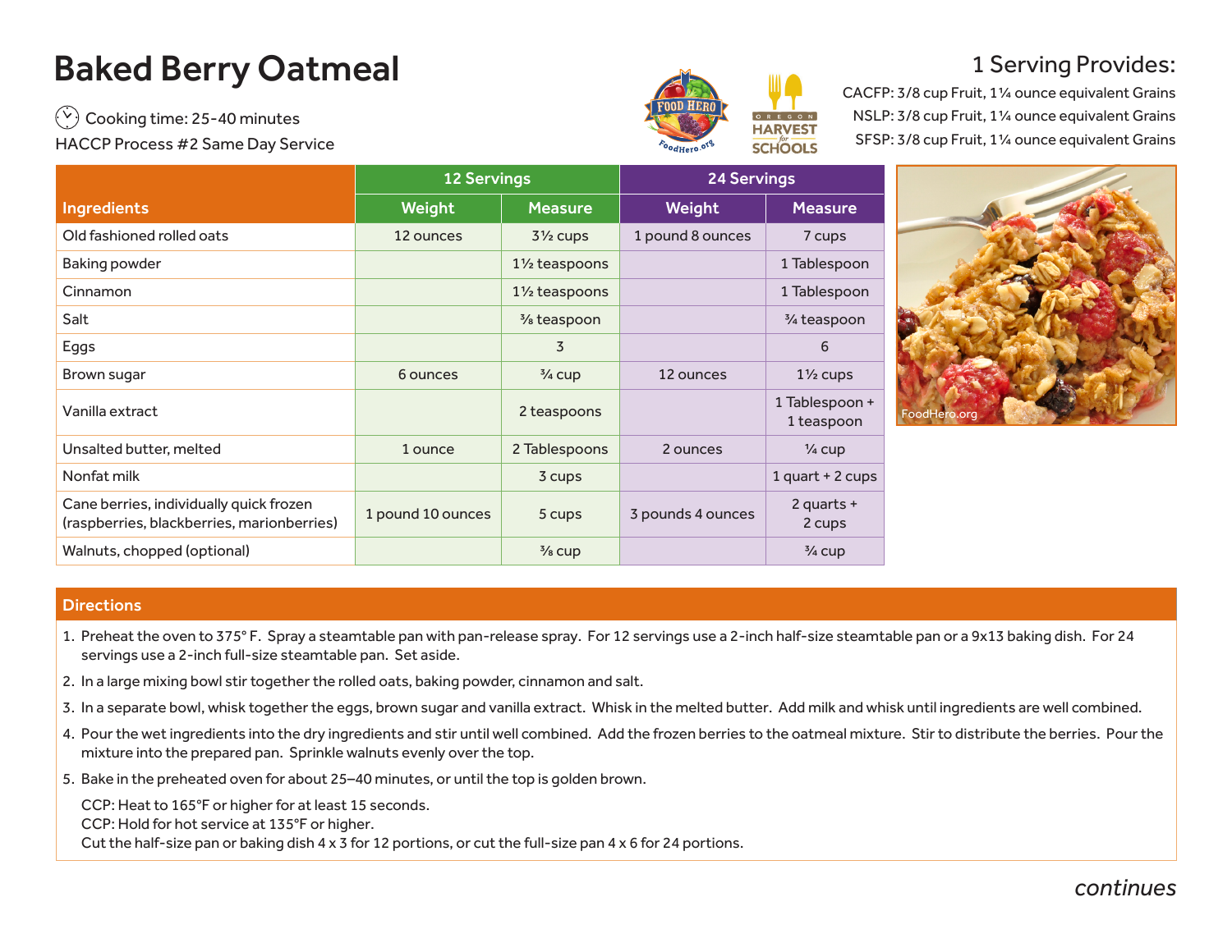# Baked Berry Oatmeal

Cooking time: 25-40 minutes

HACCP Process #2 Same Day Service

## 1 Serving Provides:

CACFP: 3/8 cup Fruit, 1¼ ounce equivalent Grains

NSLP: 3/8 cup Fruit, 1¼ ounce equivalent Grains

SFSP: 3/8 cup Fruit, 1¼ ounce equivalent Grains

| Ingredients | 12 Servings | | 24 Servings | |
|---|---|---|---|---|
| | Weight | Measure | Weight | Measure |
| Old fashioned rolled oats | 12 ounces | 3½ cups | 1 pound 8 ounces | 7 cups |
| Baking powder | | 1½ teaspoons | | 1 Tablespoon |
| Cinnamon | | 1½ teaspoons | | 1 Tablespoon |
| Salt | | ⅜ teaspoon | | ¾ teaspoon |
| Eggs | | 3 | | 6 |
| Brown sugar | 6 ounces | ¾ cup | 12 ounces | 1½ cups |
| Vanilla extract | | 2 teaspoons | | 1 Tablespoon + 1 teaspoon |
| Unsalted butter, melted | 1 ounce | 2 Tablespoons | 2 ounces | ¼ cup |
| Nonfat milk | | 3 cups | | 1 quart + 2 cups |
| Cane berries, individually quick frozen (raspberries, blackberries, marionberries) | 1 pound 10 ounces | 5 cups | 3 pounds 4 ounces | 2 quarts + 2 cups |
| Walnuts, chopped (optional) | | ⅜ cup | | ¾ cup |

FoodHero.org

## Directions

1. Preheat the oven to 375° F. Spray a steamtable pan with pan-release spray. For 12 servings use a 2-inch half-size steamtable pan or a 9x13 baking dish. For 24 servings use a 2-inch full-size steamtable pan. Set aside.
2. In a large mixing bowl stir together the rolled oats, baking powder, cinnamon and salt.
3. In a separate bowl, whisk together the eggs, brown sugar and vanilla extract. Whisk in the melted butter. Add milk and whisk until ingredients are well combined.
4. Pour the wet ingredients into the dry ingredients and stir until well combined. Add the frozen berries to the oatmeal mixture. Stir to distribute the berries. Pour the mixture into the prepared pan. Sprinkle walnuts evenly over the top.
5. Bake in the preheated oven for about 25–40 minutes, or until the top is golden brown.

   CCP: Heat to 165°F or higher for at least 15 seconds.
   CCP: Hold for hot service at 135°F or higher.
   Cut the half-size pan or baking dish 4 x 3 for 12 portions, or cut the full-size pan 4 x 6 for 24 portions.

*continues*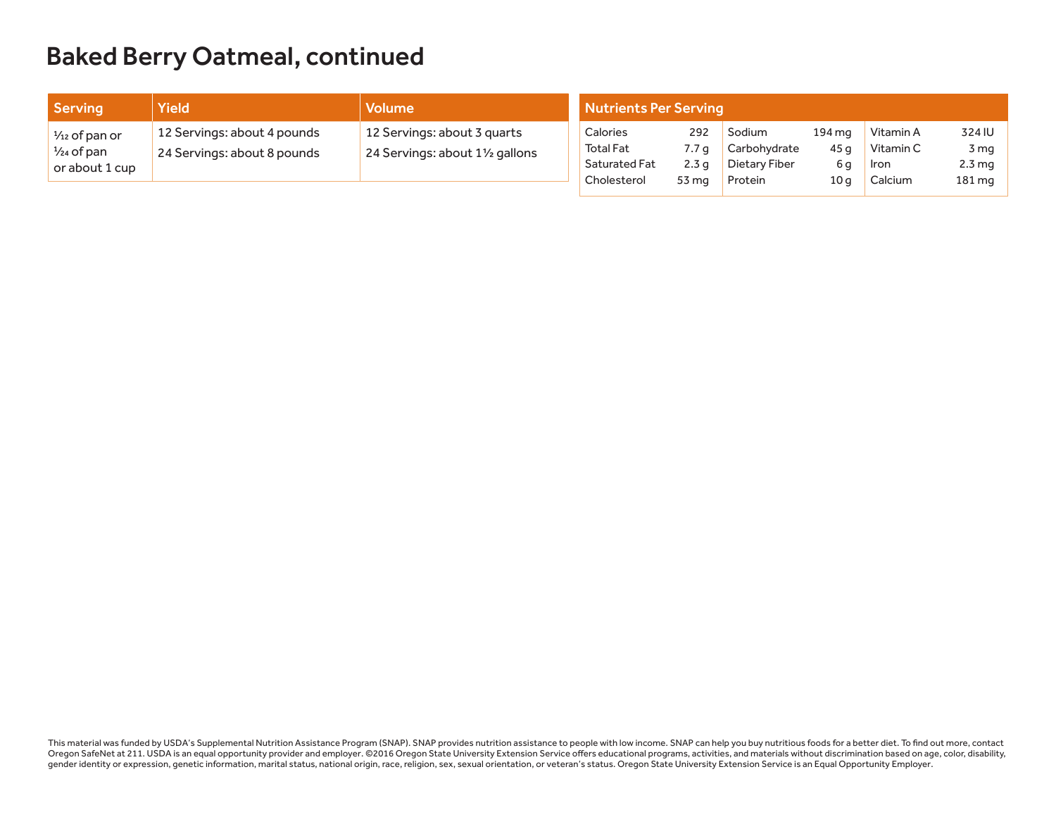# Baked Berry Oatmeal, continued

| Serving | Yield | Volume |
|---|---|---|
| 1⁄12 of pan or 1⁄24 of pan or about 1 cup | 12 Servings: about 4 pounds<br>24 Servings: about 8 pounds | 12 Servings: about 3 quarts<br>24 Servings: about 1½ gallons |

| Nutrients Per Serving | | | | | |
|---|---|---|---|---|---|
| Calories | 292 | Sodium | 194 mg | Vitamin A | 324 IU |
| Total Fat | 7.7 g | Carbohydrate | 45 g | Vitamin C | 3 mg |
| Saturated Fat | 2.3 g | Dietary Fiber | 6 g | Iron | 2.3 mg |
| Cholesterol | 53 mg | Protein | 10 g | Calcium | 181 mg |

This material was funded by USDA's Supplemental Nutrition Assistance Program (SNAP). SNAP provides nutrition assistance to people with low income. SNAP can help you buy nutritious foods for a better diet. To find out more, contact Oregon SafeNet at 211. USDA is an equal opportunity provider and employer. ©2016 Oregon State University Extension Service offers educational programs, activities, and materials without discrimination based on age, color, disability, gender identity or expression, genetic information, marital status, national origin, race, religion, sex, sexual orientation, or veteran's status. Oregon State University Extension Service is an Equal Opportunity Employer.